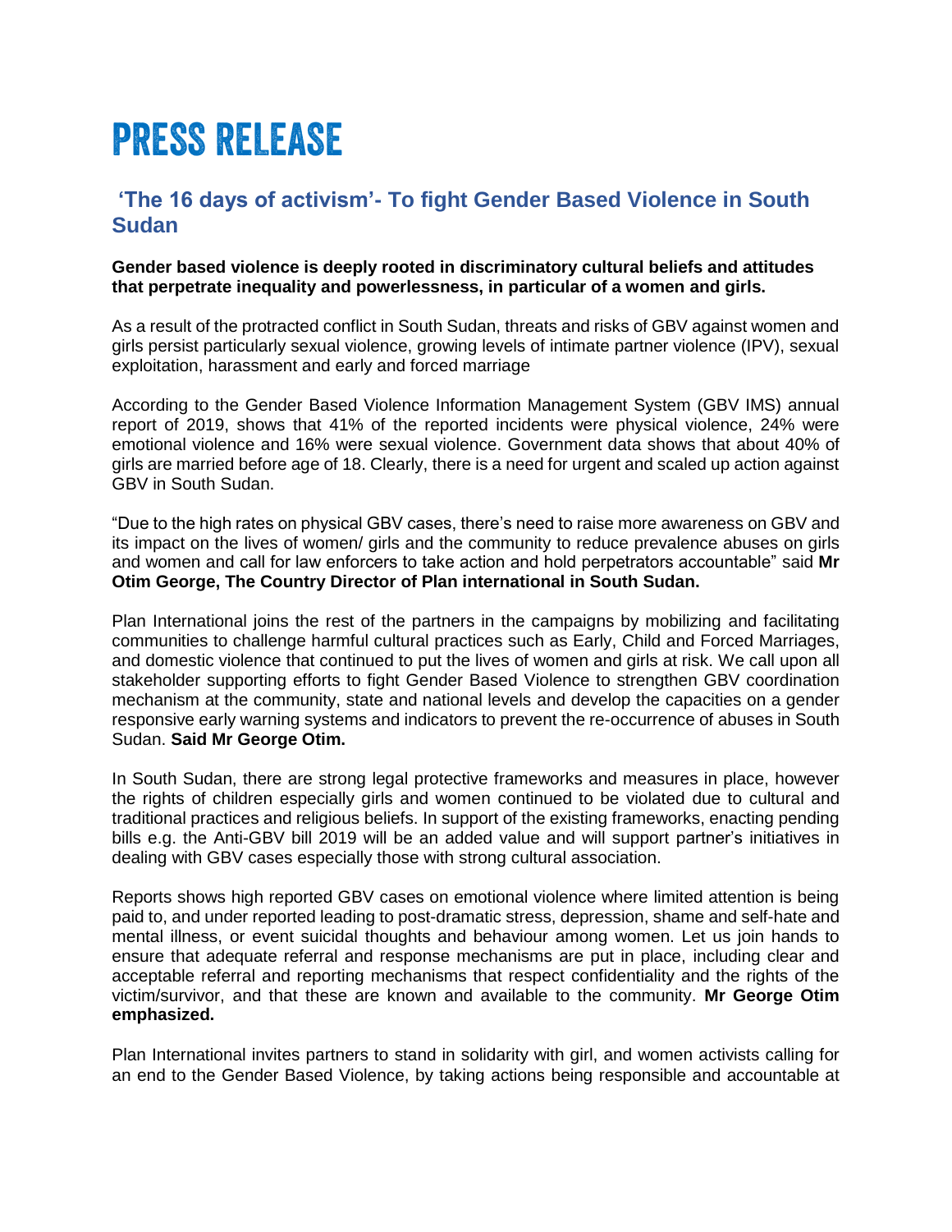# PRESS RELEASE

## 'The 16 days of activism'- To fight Gender Based Violence in South Sudan

**Gender based violence is deeply rooted in discriminatory cultural beliefs and attitudes that perpetrate inequality and powerlessness, in particular of a women and girls.**

As a result of the protracted conflict in South Sudan, threats and risks of GBV against women and girls persist particularly sexual violence, growing levels of intimate partner violence (IPV), sexual exploitation, harassment and early and forced marriage

According to the Gender Based Violence Information Management System (GBV IMS) annual report of 2019, shows that 41% of the reported incidents were physical violence, 24% were emotional violence and 16% were sexual violence. Government data shows that about 40% of girls are married before age of 18. Clearly, there is a need for urgent and scaled up action against GBV in South Sudan.

"Due to the high rates on physical GBV cases, there's need to raise more awareness on GBV and its impact on the lives of women/ girls and the community to reduce prevalence abuses on girls and women and call for law enforcers to take action and hold perpetrators accountable" said **Mr Otim George, The Country Director of Plan international in South Sudan.**

Plan International joins the rest of the partners in the campaigns by mobilizing and facilitating communities to challenge harmful cultural practices such as Early, Child and Forced Marriages, and domestic violence that continued to put the lives of women and girls at risk. We call upon all stakeholder supporting efforts to fight Gender Based Violence to strengthen GBV coordination mechanism at the community, state and national levels and develop the capacities on a gender responsive early warning systems and indicators to prevent the re-occurrence of abuses in South Sudan. **Said Mr George Otim.**

In South Sudan, there are strong legal protective frameworks and measures in place, however the rights of children especially girls and women continued to be violated due to cultural and traditional practices and religious beliefs. In support of the existing frameworks, enacting pending bills e.g. the Anti-GBV bill 2019 will be an added value and will support partner's initiatives in dealing with GBV cases especially those with strong cultural association.

Reports shows high reported GBV cases on emotional violence where limited attention is being paid to, and under reported leading to post-dramatic stress, depression, shame and self-hate and mental illness, or event suicidal thoughts and behaviour among women. Let us join hands to ensure that adequate referral and response mechanisms are put in place, including clear and acceptable referral and reporting mechanisms that respect confidentiality and the rights of the victim/survivor, and that these are known and available to the community. **Mr George Otim emphasized.**

Plan International invites partners to stand in solidarity with girl, and women activists calling for an end to the Gender Based Violence, by taking actions being responsible and accountable at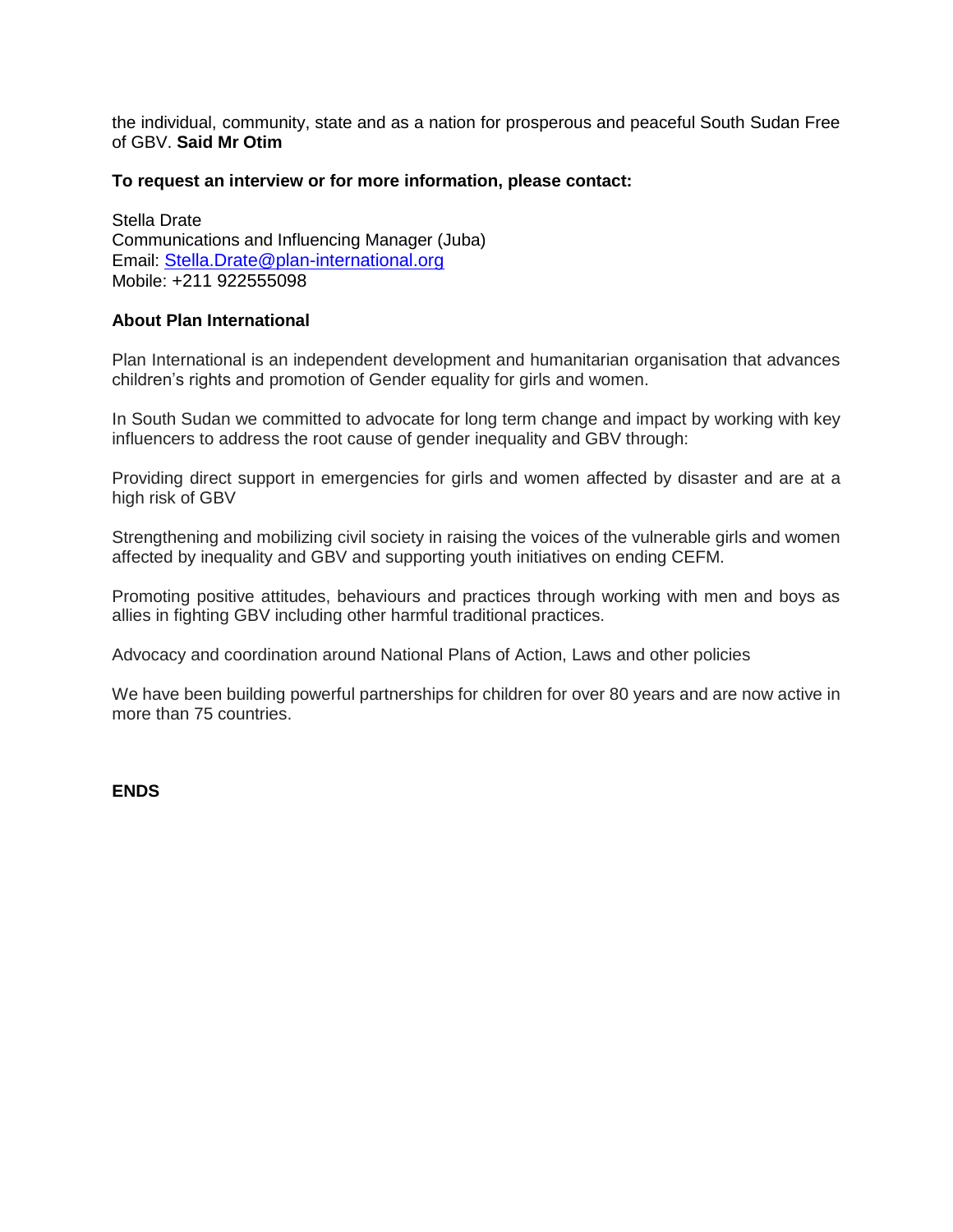the individual, community, state and as a nation for prosperous and peaceful South Sudan Free of GBV. **Said Mr Otim**

**To request an interview or for more information, please contact:**

Stella Drate
Communications and Influencing Manager (Juba)
Email: Stella.Drate@plan-international.org
Mobile: +211 922555098

**About Plan International**

Plan International is an independent development and humanitarian organisation that advances children's rights and promotion of Gender equality for girls and women.

In South Sudan we committed to advocate for long term change and impact by working with key influencers to address the root cause of gender inequality and GBV through:

Providing direct support in emergencies for girls and women affected by disaster and are at a high risk of GBV

Strengthening and mobilizing civil society in raising the voices of the vulnerable girls and women affected by inequality and GBV and supporting youth initiatives on ending CEFM.

Promoting positive attitudes, behaviours and practices through working with men and boys as allies in fighting GBV including other harmful traditional practices.

Advocacy and coordination around National Plans of Action, Laws and other policies

We have been building powerful partnerships for children for over 80 years and are now active in more than 75 countries.

**ENDS**